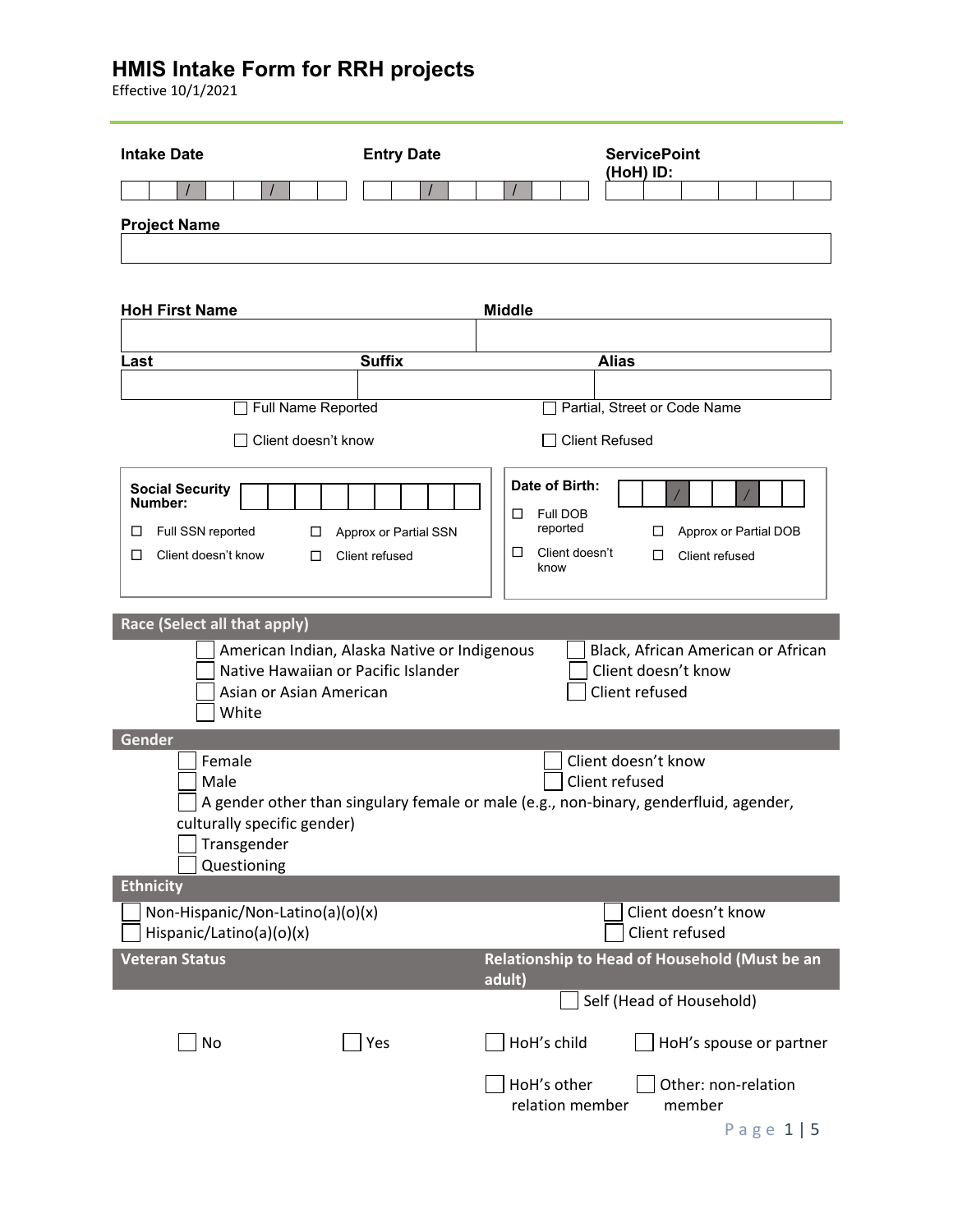# HMIS Intake Form for RRH projects

Effective 10/1/2021

**Intake Date** ___ ___ / ___ ___ / ___ ___ ___ ___

**Entry Date** ___ ___ / ___ ___ / ___ ___ ___ ___

**ServicePoint (HoH) ID:** ___ ___ ___ ___ ___ ___

**Project Name** ______________________________

**HoH First Name** ______________________ **Middle** ______________________

**Last** ______________ **Suffix** ______________ **Alias** ______________

☐ Full Name Reported ☐ Partial, Street or Code Name

☐ Client doesn't know ☐ Client Refused

**Social Security Number:** ___ ___ ___ ___ ___ ___ ___ ___ ___

☐ Full SSN reported ☐ Approx or Partial SSN

☐ Client doesn't know ☐ Client refused

**Date of Birth:** ___ ___ / ___ ___ / ___ ___ ___ ___

☐ Full DOB reported ☐ Approx or Partial DOB

☐ Client doesn't know ☐ Client refused

## Race (Select all that apply)

☐ American Indian, Alaska Native or Indigenous

☐ Native Hawaiian or Pacific Islander

☐ Asian or Asian American

☐ White

☐ Black, African American or African

☐ Client doesn't know

☐ Client refused

## Gender

☐ Female

☐ Male

☐ A gender other than singulary female or male (e.g., non-binary, genderfluid, agender, culturally specific gender)

☐ Transgender

☐ Questioning

☐ Client doesn't know

☐ Client refused

## Ethnicity

☐ Non-Hispanic/Non-Latino(a)(o)(x)

☐ Hispanic/Latino(a)(o)(x)

☐ Client doesn't know

☐ Client refused

## Veteran Status

☐ No ☐ Yes

## Relationship to Head of Household (Must be an adult)

☐ Self (Head of Household)

☐ HoH's child ☐ HoH's spouse or partner

☐ HoH's other relation member ☐ Other: non-relation member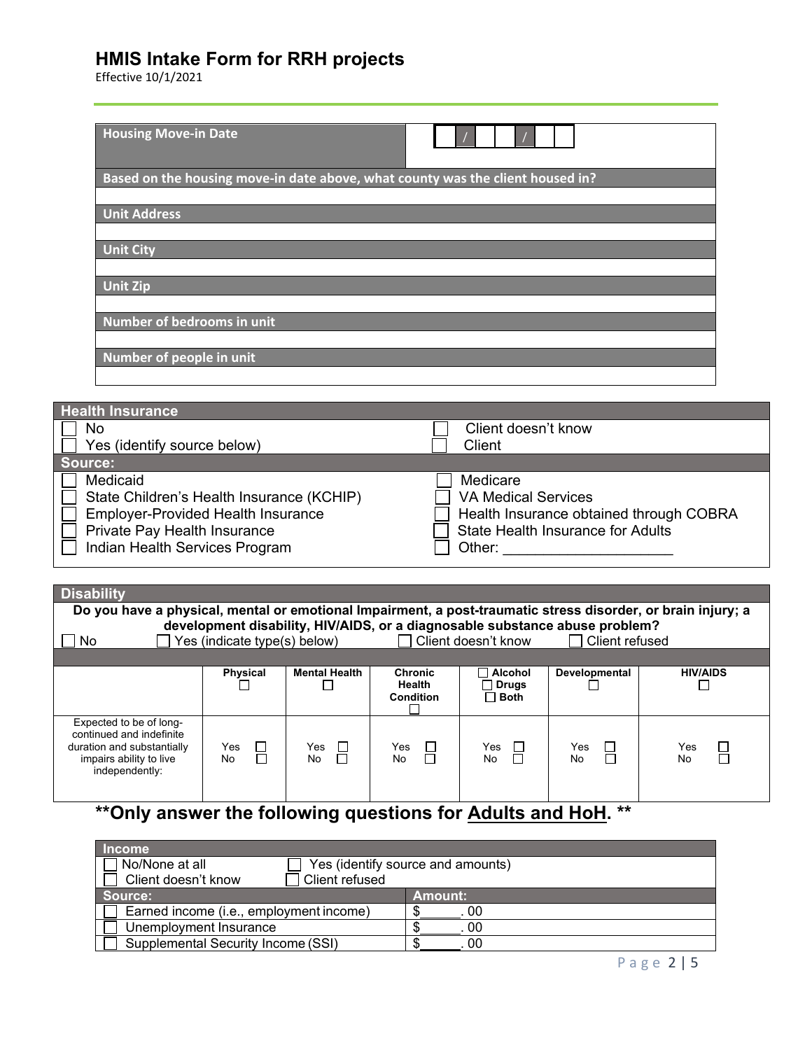# HMIS Intake Form for RRH projects

Effective 10/1/2021

| Housing Move-in Date | ☐☐ / ☐☐ / ☐☐☐☐ |
|---|---|
| **Based on the housing move-in date above, what county was the client housed in?** | |
| | |
| **Unit Address** | |
| | |
| **Unit City** | |
| | |
| **Unit Zip** | |
| | |
| **Number of bedrooms in unit** | |
| | |
| **Number of people in unit** | |
| | |

| Health Insurance | |
|---|---|
| ☐ No | ☐ Client doesn't know |
| ☐ Yes (identify source below) | ☐ Client |
| **Source:** | |
| ☐ Medicaid | ☐ Medicare |
| ☐ State Children's Health Insurance (KCHIP) | ☐ VA Medical Services |
| ☐ Employer-Provided Health Insurance | ☐ Health Insurance obtained through COBRA |
| ☐ Private Pay Health Insurance | ☐ State Health Insurance for Adults |
| ☐ Indian Health Services Program | ☐ Other: ____________________ |

**Disability**

**Do you have a physical, mental or emotional Impairment, a post-traumatic stress disorder, or brain injury; a development disability, HIV/AIDS, or a diagnosable substance abuse problem?**

☐ No ☐ Yes (indicate type(s) below) ☐ Client doesn't know ☐ Client refused

| | Physical ☐ | Mental Health ☐ | Chronic Health Condition ☐ | ☐ Alcohol ☐ Drugs ☐ Both | Developmental ☐ | HIV/AIDS ☐ |
|---|---|---|---|---|---|---|
| Expected to be of long-continued and indefinite duration and substantially impairs ability to live independently: | Yes ☐ No ☐ | Yes ☐ No ☐ | Yes ☐ No ☐ | Yes ☐ No ☐ | Yes ☐ No ☐ | Yes ☐ No ☐ |

## **Only answer the following questions for Adults and HoH. **

| Income | |
|---|---|
| ☐ No/None at all ☐ Yes (identify source and amounts) | |
| ☐ Client doesn't know ☐ Client refused | |
| **Source:** | **Amount:** |
| ☐ Earned income (i.e., employment income) | $______. 00 |
| ☐ Unemployment Insurance | $______. 00 |
| ☐ Supplemental Security Income (SSI) | $______. 00 |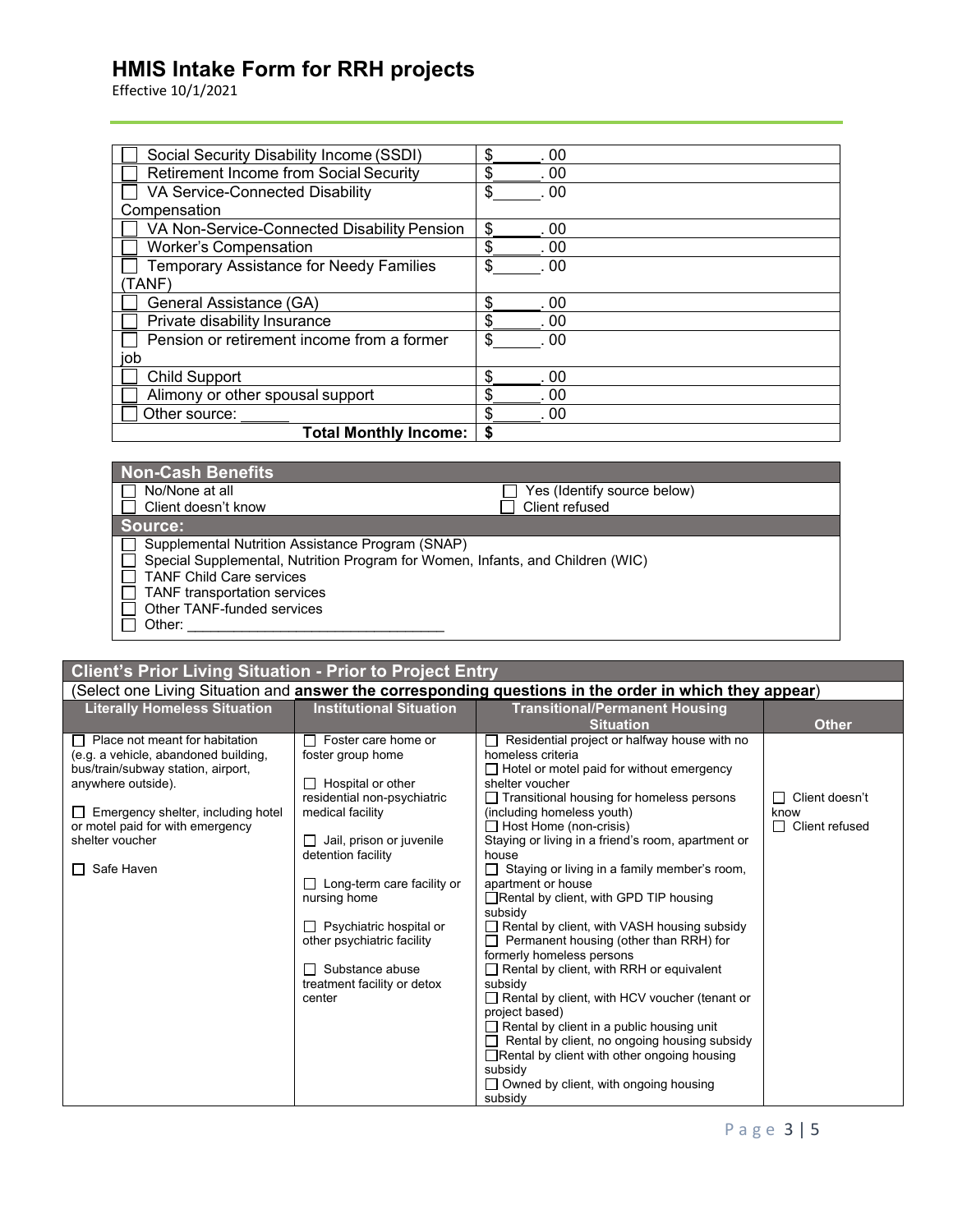# HMIS Intake Form for RRH projects

Effective 10/1/2021

| | |
|---|---|
| ☐ Social Security Disability Income (SSDI) | $\_\_\_\_\_\_. 00 |
| ☐ Retirement Income from Social Security | $\_\_\_\_\_\_. 00 |
| ☐ VA Service-Connected Disability Compensation | $\_\_\_\_\_\_. 00 |
| ☐ VA Non-Service-Connected Disability Pension | $\_\_\_\_\_\_. 00 |
| ☐ Worker's Compensation | $\_\_\_\_\_\_. 00 |
| ☐ Temporary Assistance for Needy Families (TANF) | $\_\_\_\_\_\_. 00 |
| ☐ General Assistance (GA) | $\_\_\_\_\_\_. 00 |
| ☐ Private disability Insurance | $\_\_\_\_\_\_. 00 |
| ☐ Pension or retirement income from a former job | $\_\_\_\_\_\_. 00 |
| ☐ Child Support | $\_\_\_\_\_\_. 00 |
| ☐ Alimony or other spousal support | $\_\_\_\_\_\_. 00 |
| ☐ Other source: \_\_\_\_\_\_ | $\_\_\_\_\_\_. 00 |
| **Total Monthly Income:** | **$** |

## Non-Cash Benefits

| | |
|---|---|
| ☐ No/None at all | ☐ Yes (Identify source below) |
| ☐ Client doesn't know | ☐ Client refused |

**Source:**

- ☐ Supplemental Nutrition Assistance Program (SNAP)
- ☐ Special Supplemental, Nutrition Program for Women, Infants, and Children (WIC)
- ☐ TANF Child Care services
- ☐ TANF transportation services
- ☐ Other TANF-funded services
- ☐ Other: \_\_\_\_\_\_\_\_\_\_\_\_\_\_\_\_\_\_\_\_\_\_\_\_\_\_\_\_\_\_\_\_

## Client's Prior Living Situation - Prior to Project Entry

(Select one Living Situation and **answer the corresponding questions in the order in which they appear**)

| Literally Homeless Situation | Institutional Situation | Transitional/Permanent Housing Situation | Other |
|---|---|---|---|
| ☐ Place not meant for habitation (e.g. a vehicle, abandoned building, bus/train/subway station, airport, anywhere outside).<br><br>☐ Emergency shelter, including hotel or motel paid for with emergency shelter voucher<br><br>☐ Safe Haven | ☐ Foster care home or foster group home<br><br>☐ Hospital or other residential non-psychiatric medical facility<br><br>☐ Jail, prison or juvenile detention facility<br><br>☐ Long-term care facility or nursing home<br><br>☐ Psychiatric hospital or other psychiatric facility<br><br>☐ Substance abuse treatment facility or detox center | ☐ Residential project or halfway house with no homeless criteria<br>☐ Hotel or motel paid for without emergency shelter voucher<br>☐ Transitional housing for homeless persons (including homeless youth)<br>☐ Host Home (non-crisis)<br>Staying or living in a friend's room, apartment or house<br>☐ Staying or living in a family member's room, apartment or house<br>☐ Rental by client, with GPD TIP housing subsidy<br>☐ Rental by client, with VASH housing subsidy<br>☐ Permanent housing (other than RRH) for formerly homeless persons<br>☐ Rental by client, with RRH or equivalent subsidy<br>☐ Rental by client, with HCV voucher (tenant or project based)<br>☐ Rental by client in a public housing unit<br>☐ Rental by client, no ongoing housing subsidy<br>☐ Rental by client with other ongoing housing subsidy<br>☐ Owned by client, with ongoing housing subsidy | ☐ Client doesn't know<br>☐ Client refused |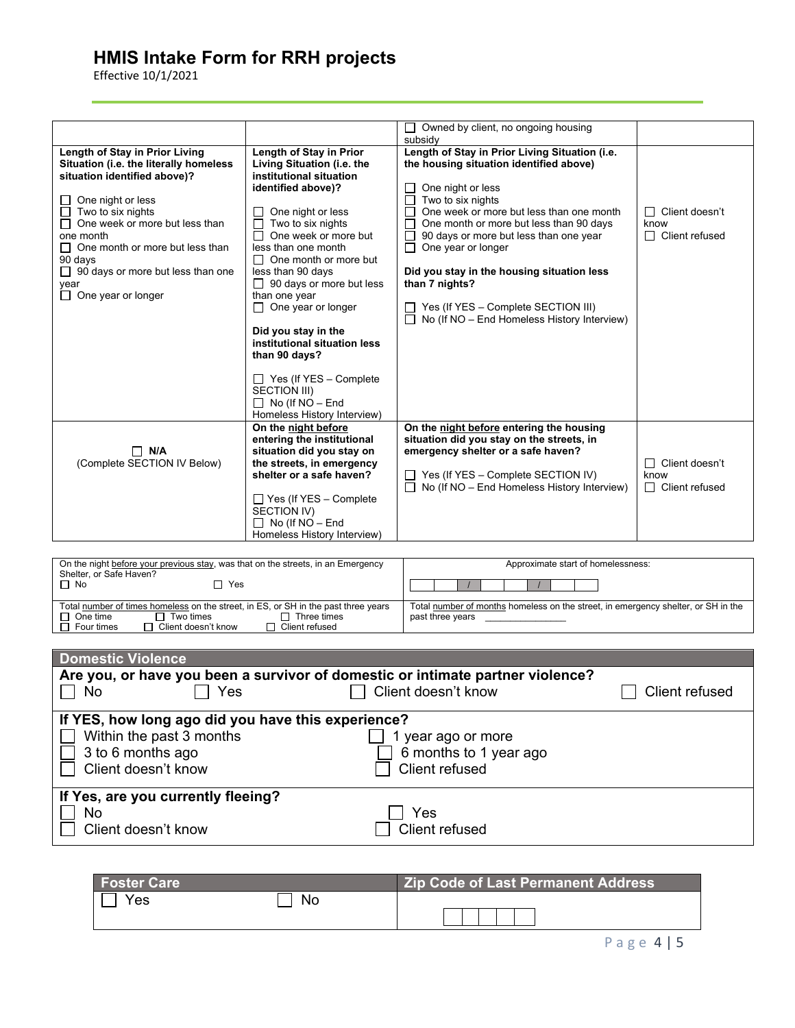# HMIS Intake Form for RRH projects

Effective 10/1/2021

| | | | |
|---|---|---|---|
| | | ☐ Owned by client, no ongoing housing subsidy | |
| **Length of Stay in Prior Living Situation (i.e. the literally homeless situation identified above)?**<br><br>☐ One night or less<br>☐ Two to six nights<br>☐ One week or more but less than one month<br>☐ One month or more but less than 90 days<br>☐ 90 days or more but less than one year<br>☐ One year or longer | **Length of Stay in Prior Living Situation (i.e. the institutional situation identified above)?**<br><br>☐ One night or less<br>☐ Two to six nights<br>☐ One week or more but less than one month<br>☐ One month or more but less than 90 days<br>☐ 90 days or more but less than one year<br>☐ One year or longer<br><br>**Did you stay in the institutional situation less than 90 days?**<br><br>☐ Yes (If YES – Complete SECTION III)<br>☐ No (If NO – End Homeless History Interview) | **Length of Stay in Prior Living Situation (i.e. the housing situation identified above)**<br><br>☐ One night or less<br>☐ Two to six nights<br>☐ One week or more but less than one month<br>☐ One month or more but less than 90 days<br>☐ 90 days or more but less than one year<br>☐ One year or longer<br><br>**Did you stay in the housing situation less than 7 nights?**<br><br>☐ Yes (If YES – Complete SECTION III)<br>☐ No (If NO – End Homeless History Interview) | ☐ Client doesn't know<br>☐ Client refused |
| ☐ **N/A**<br>(Complete SECTION IV Below) | **On the night before entering the institutional situation did you stay on the streets, in emergency shelter or a safe haven?**<br><br>☐ Yes (If YES – Complete SECTION IV)<br>☐ No (If NO – End Homeless History Interview) | **On the night before entering the housing situation did you stay on the streets, in emergency shelter or a safe haven?**<br><br>☐ Yes (If YES – Complete SECTION IV)<br>☐ No (If NO – End Homeless History Interview) | ☐ Client doesn't know<br>☐ Client refused |

| | |
|---|---|
| On the night before your previous stay, was that on the streets, in an Emergency Shelter, or Safe Haven?<br>☐ No ☐ Yes | Approximate start of homelessness:<br>\_\_ \_\_ / \_\_ \_\_ / \_\_ \_\_ \_\_ \_\_ |
| Total number of times homeless on the street, in ES, or SH in the past three years<br>☐ One time ☐ Two times ☐ Three times<br>☐ Four times ☐ Client doesn't know ☐ Client refused | Total number of months homeless on the street, in emergency shelter, or SH in the past three years \_\_\_\_\_\_\_\_\_\_\_\_\_\_\_ |

## Domestic Violence

**Are you, or have you been a survivor of domestic or intimate partner violence?**

☐ No ☐ Yes ☐ Client doesn't know ☐ Client refused

**If YES, how long ago did you have this experience?**

☐ Within the past 3 months ☐ 1 year ago or more
☐ 3 to 6 months ago ☐ 6 months to 1 year ago
☐ Client doesn't know ☐ Client refused

**If Yes, are you currently fleeing?**

☐ No ☐ Yes
☐ Client doesn't know ☐ Client refused

| Foster Care | Zip Code of Last Permanent Address |
|---|---|
| ☐ Yes ☐ No | \_\_ \_\_ \_\_ \_\_ \_\_ |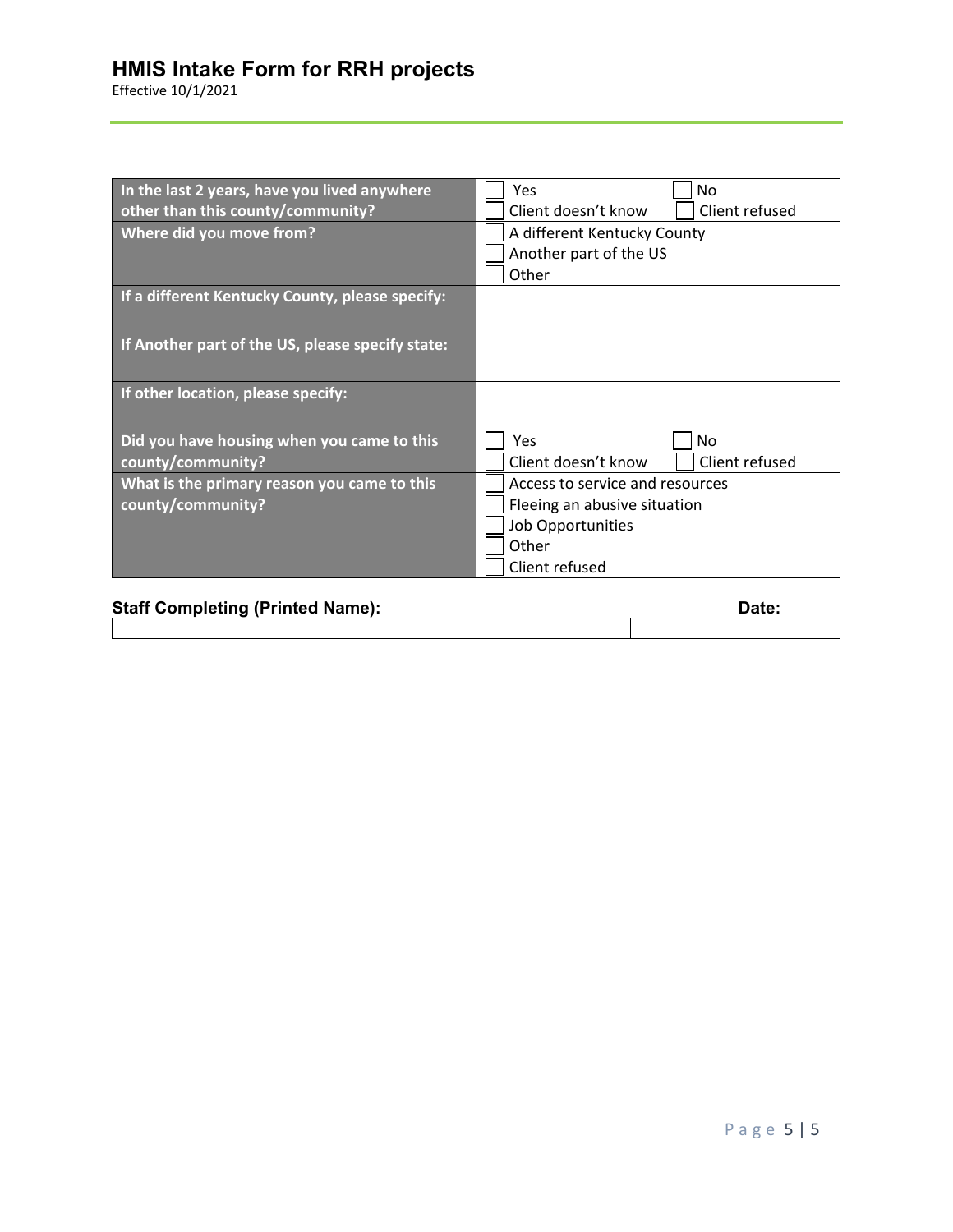# HMIS Intake Form for RRH projects

Effective 10/1/2021

| | |
|---|---|
| **In the last 2 years, have you lived anywhere other than this county/community?** | ☐ Yes ☐ No ☐ Client doesn't know ☐ Client refused |
| **Where did you move from?** | ☐ A different Kentucky County ☐ Another part of the US ☐ Other |
| **If a different Kentucky County, please specify:** | |
| **If Another part of the US, please specify state:** | |
| **If other location, please specify:** | |
| **Did you have housing when you came to this county/community?** | ☐ Yes ☐ No ☐ Client doesn't know ☐ Client refused |
| **What is the primary reason you came to this county/community?** | ☐ Access to service and resources ☐ Fleeing an abusive situation ☐ Job Opportunities ☐ Other ☐ Client refused |

| **Staff Completing (Printed Name):** | **Date:** |
|---|---|
| | |